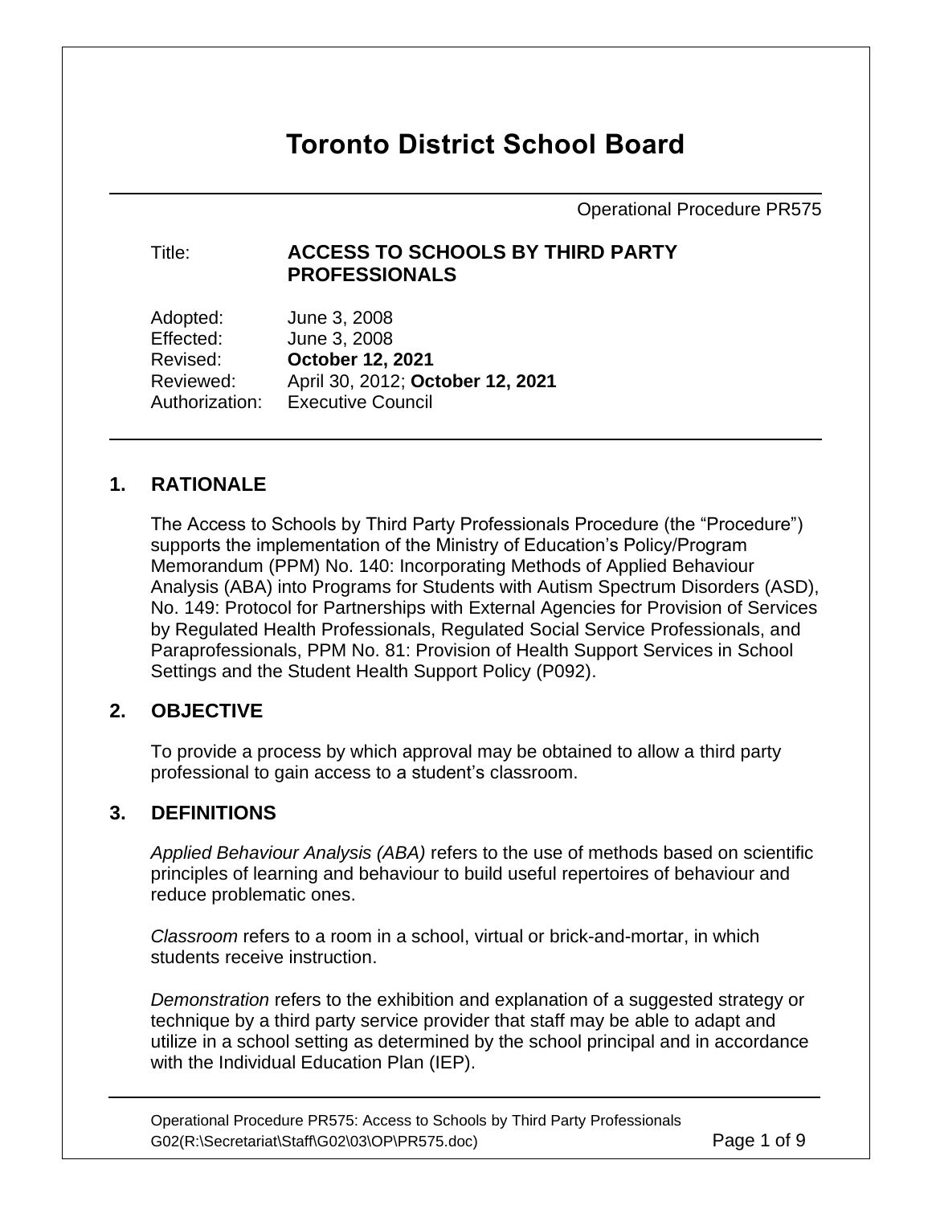# Toronto District School Board

Operational Procedure PR575

Title: **ACCESS TO SCHOOLS BY THIRD PARTY PROFESSIONALS**

Adopted: June 3, 2008
Effected: June 3, 2008
Revised: **October 12, 2021**
Reviewed: April 30, 2012; **October 12, 2021**
Authorization: Executive Council

## 1. RATIONALE

The Access to Schools by Third Party Professionals Procedure (the "Procedure") supports the implementation of the Ministry of Education's Policy/Program Memorandum (PPM) No. 140: Incorporating Methods of Applied Behaviour Analysis (ABA) into Programs for Students with Autism Spectrum Disorders (ASD), No. 149: Protocol for Partnerships with External Agencies for Provision of Services by Regulated Health Professionals, Regulated Social Service Professionals, and Paraprofessionals, PPM No. 81: Provision of Health Support Services in School Settings and the Student Health Support Policy (P092).

## 2. OBJECTIVE

To provide a process by which approval may be obtained to allow a third party professional to gain access to a student's classroom.

## 3. DEFINITIONS

*Applied Behaviour Analysis (ABA)* refers to the use of methods based on scientific principles of learning and behaviour to build useful repertoires of behaviour and reduce problematic ones.

*Classroom* refers to a room in a school, virtual or brick-and-mortar, in which students receive instruction.

*Demonstration* refers to the exhibition and explanation of a suggested strategy or technique by a third party service provider that staff may be able to adapt and utilize in a school setting as determined by the school principal and in accordance with the Individual Education Plan (IEP).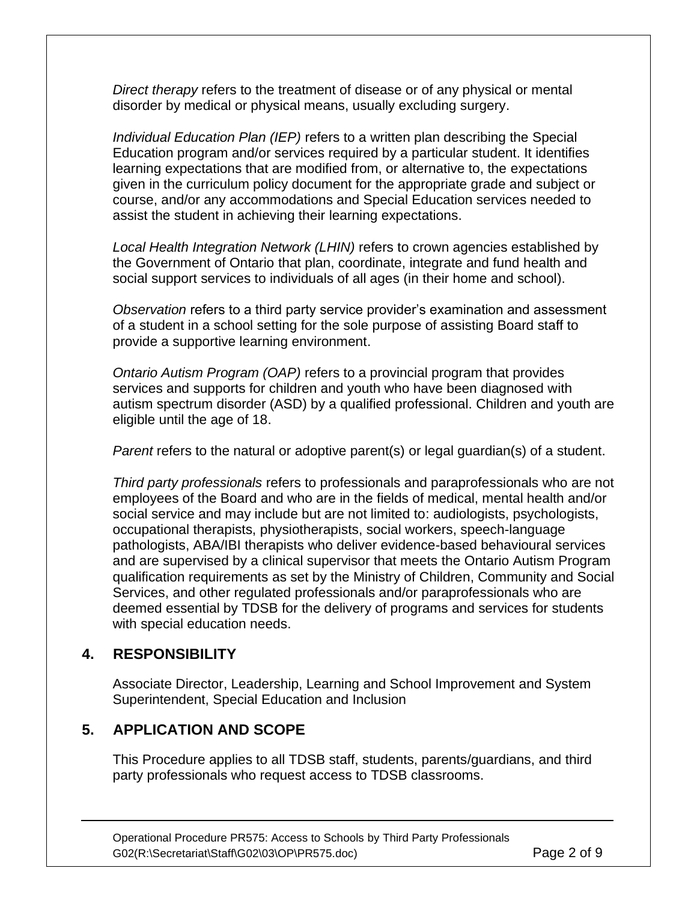*Direct therapy* refers to the treatment of disease or of any physical or mental disorder by medical or physical means, usually excluding surgery.

*Individual Education Plan (IEP)* refers to a written plan describing the Special Education program and/or services required by a particular student. It identifies learning expectations that are modified from, or alternative to, the expectations given in the curriculum policy document for the appropriate grade and subject or course, and/or any accommodations and Special Education services needed to assist the student in achieving their learning expectations.

*Local Health Integration Network (LHIN)* refers to crown agencies established by the Government of Ontario that plan, coordinate, integrate and fund health and social support services to individuals of all ages (in their home and school).

*Observation* refers to a third party service provider's examination and assessment of a student in a school setting for the sole purpose of assisting Board staff to provide a supportive learning environment.

*Ontario Autism Program (OAP)* refers to a provincial program that provides services and supports for children and youth who have been diagnosed with autism spectrum disorder (ASD) by a qualified professional. Children and youth are eligible until the age of 18.

*Parent* refers to the natural or adoptive parent(s) or legal guardian(s) of a student.

*Third party professionals* refers to professionals and paraprofessionals who are not employees of the Board and who are in the fields of medical, mental health and/or social service and may include but are not limited to: audiologists, psychologists, occupational therapists, physiotherapists, social workers, speech-language pathologists, ABA/IBI therapists who deliver evidence-based behavioural services and are supervised by a clinical supervisor that meets the Ontario Autism Program qualification requirements as set by the Ministry of Children, Community and Social Services, and other regulated professionals and/or paraprofessionals who are deemed essential by TDSB for the delivery of programs and services for students with special education needs.

## 4. RESPONSIBILITY

Associate Director, Leadership, Learning and School Improvement and System Superintendent, Special Education and Inclusion

## 5. APPLICATION AND SCOPE

This Procedure applies to all TDSB staff, students, parents/guardians, and third party professionals who request access to TDSB classrooms.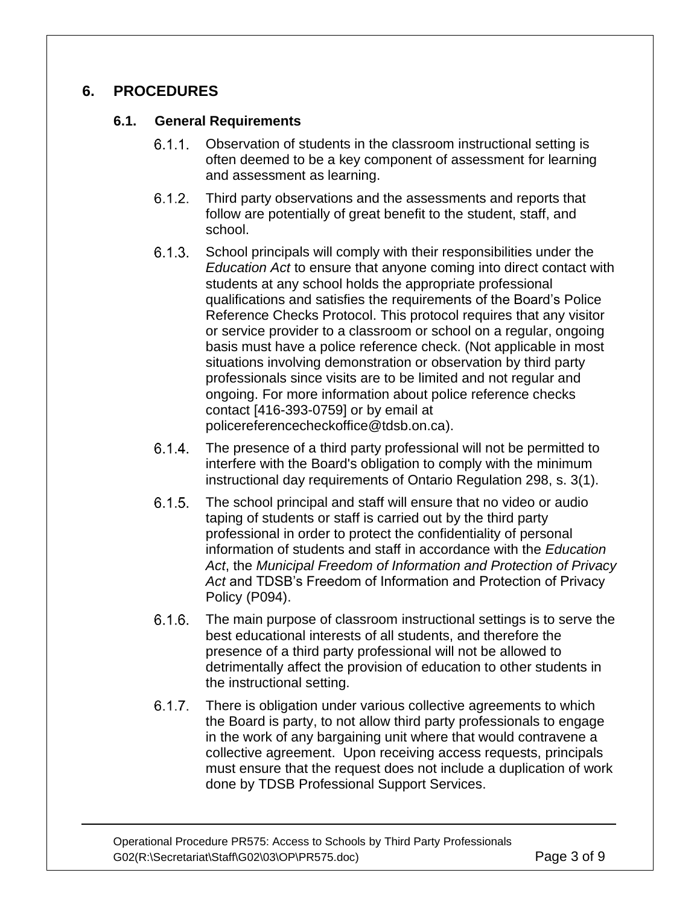## 6. PROCEDURES

### 6.1. General Requirements

6.1.1. Observation of students in the classroom instructional setting is often deemed to be a key component of assessment for learning and assessment as learning.

6.1.2. Third party observations and the assessments and reports that follow are potentially of great benefit to the student, staff, and school.

6.1.3. School principals will comply with their responsibilities under the *Education Act* to ensure that anyone coming into direct contact with students at any school holds the appropriate professional qualifications and satisfies the requirements of the Board's Police Reference Checks Protocol. This protocol requires that any visitor or service provider to a classroom or school on a regular, ongoing basis must have a police reference check. (Not applicable in most situations involving demonstration or observation by third party professionals since visits are to be limited and not regular and ongoing. For more information about police reference checks contact [416-393-0759] or by email at policereferencecheckoffice@tdsb.on.ca).

6.1.4. The presence of a third party professional will not be permitted to interfere with the Board's obligation to comply with the minimum instructional day requirements of Ontario Regulation 298, s. 3(1).

6.1.5. The school principal and staff will ensure that no video or audio taping of students or staff is carried out by the third party professional in order to protect the confidentiality of personal information of students and staff in accordance with the *Education Act*, the *Municipal Freedom of Information and Protection of Privacy Act* and TDSB's Freedom of Information and Protection of Privacy Policy (P094).

6.1.6. The main purpose of classroom instructional settings is to serve the best educational interests of all students, and therefore the presence of a third party professional will not be allowed to detrimentally affect the provision of education to other students in the instructional setting.

6.1.7. There is obligation under various collective agreements to which the Board is party, to not allow third party professionals to engage in the work of any bargaining unit where that would contravene a collective agreement. Upon receiving access requests, principals must ensure that the request does not include a duplication of work done by TDSB Professional Support Services.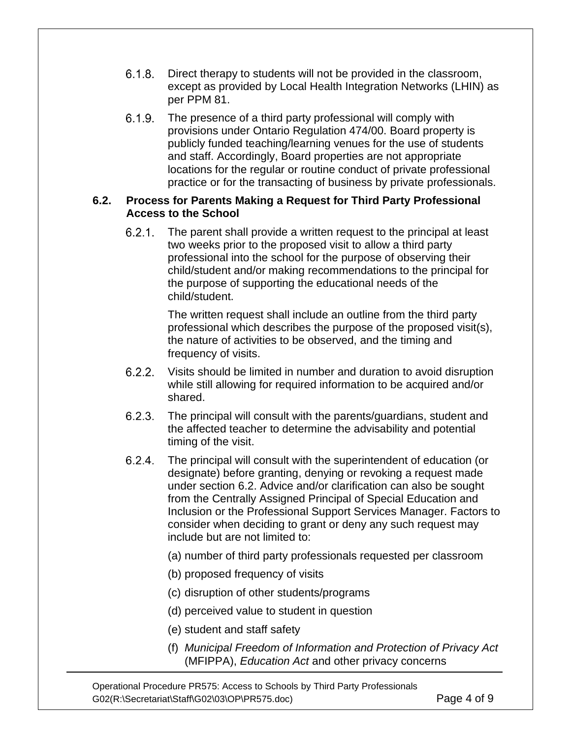6.1.8. Direct therapy to students will not be provided in the classroom, except as provided by Local Health Integration Networks (LHIN) as per PPM 81.

6.1.9. The presence of a third party professional will comply with provisions under Ontario Regulation 474/00. Board property is publicly funded teaching/learning venues for the use of students and staff. Accordingly, Board properties are not appropriate locations for the regular or routine conduct of private professional practice or for the transacting of business by private professionals.

**6.2. Process for Parents Making a Request for Third Party Professional Access to the School**

6.2.1. The parent shall provide a written request to the principal at least two weeks prior to the proposed visit to allow a third party professional into the school for the purpose of observing their child/student and/or making recommendations to the principal for the purpose of supporting the educational needs of the child/student.

The written request shall include an outline from the third party professional which describes the purpose of the proposed visit(s), the nature of activities to be observed, and the timing and frequency of visits.

6.2.2. Visits should be limited in number and duration to avoid disruption while still allowing for required information to be acquired and/or shared.

6.2.3. The principal will consult with the parents/guardians, student and the affected teacher to determine the advisability and potential timing of the visit.

6.2.4. The principal will consult with the superintendent of education (or designate) before granting, denying or revoking a request made under section 6.2. Advice and/or clarification can also be sought from the Centrally Assigned Principal of Special Education and Inclusion or the Professional Support Services Manager. Factors to consider when deciding to grant or deny any such request may include but are not limited to:

(a) number of third party professionals requested per classroom

(b) proposed frequency of visits

(c) disruption of other students/programs

(d) perceived value to student in question

(e) student and staff safety

(f) *Municipal Freedom of Information and Protection of Privacy Act* (MFIPPA), *Education Act* and other privacy concerns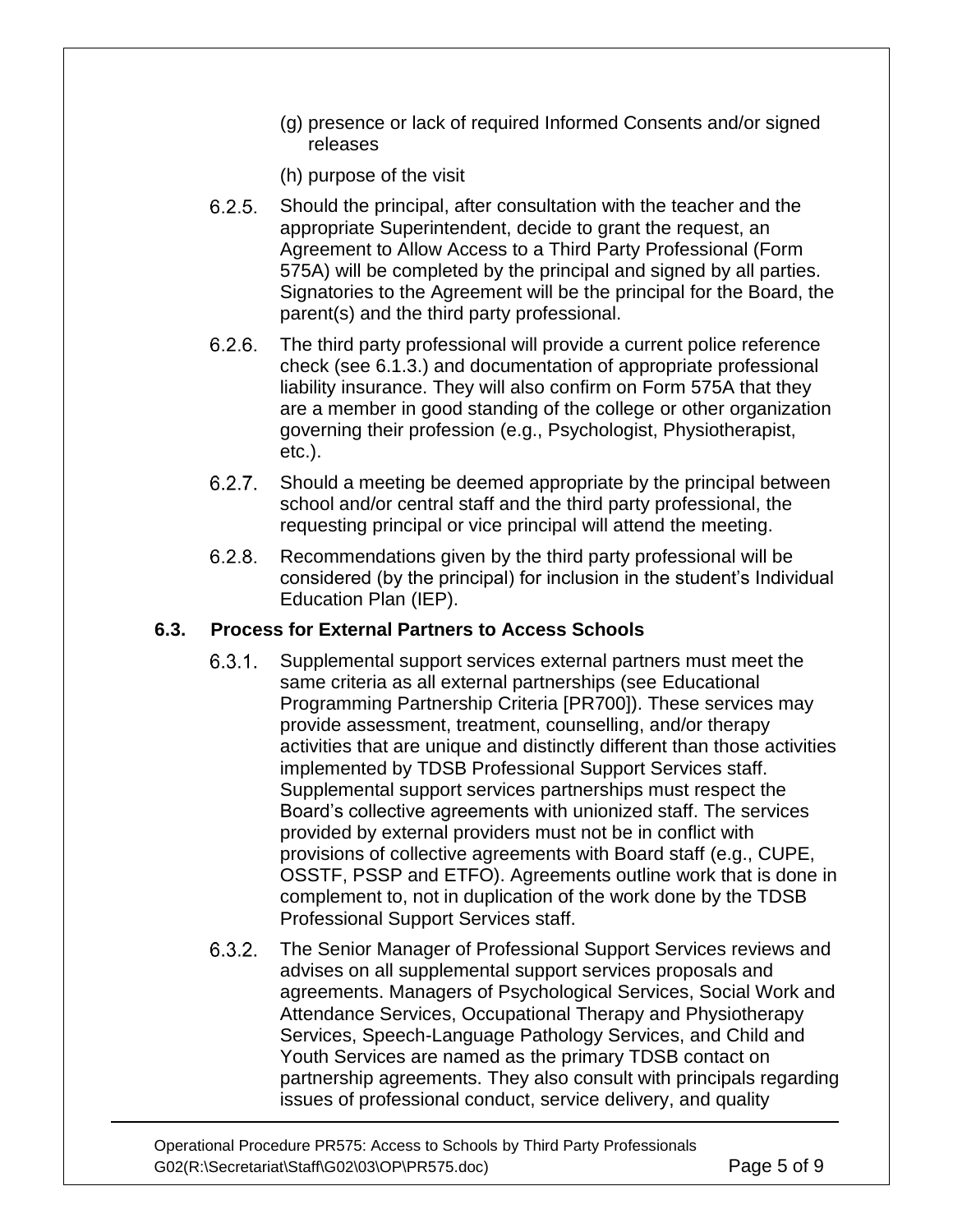(g) presence or lack of required Informed Consents and/or signed releases

(h) purpose of the visit

6.2.5. Should the principal, after consultation with the teacher and the appropriate Superintendent, decide to grant the request, an Agreement to Allow Access to a Third Party Professional (Form 575A) will be completed by the principal and signed by all parties. Signatories to the Agreement will be the principal for the Board, the parent(s) and the third party professional.

6.2.6. The third party professional will provide a current police reference check (see 6.1.3.) and documentation of appropriate professional liability insurance. They will also confirm on Form 575A that they are a member in good standing of the college or other organization governing their profession (e.g., Psychologist, Physiotherapist, etc.).

6.2.7. Should a meeting be deemed appropriate by the principal between school and/or central staff and the third party professional, the requesting principal or vice principal will attend the meeting.

6.2.8. Recommendations given by the third party professional will be considered (by the principal) for inclusion in the student's Individual Education Plan (IEP).

### 6.3. Process for External Partners to Access Schools

6.3.1. Supplemental support services external partners must meet the same criteria as all external partnerships (see Educational Programming Partnership Criteria [PR700]). These services may provide assessment, treatment, counselling, and/or therapy activities that are unique and distinctly different than those activities implemented by TDSB Professional Support Services staff. Supplemental support services partnerships must respect the Board's collective agreements with unionized staff. The services provided by external providers must not be in conflict with provisions of collective agreements with Board staff (e.g., CUPE, OSSTF, PSSP and ETFO). Agreements outline work that is done in complement to, not in duplication of the work done by the TDSB Professional Support Services staff.

6.3.2. The Senior Manager of Professional Support Services reviews and advises on all supplemental support services proposals and agreements. Managers of Psychological Services, Social Work and Attendance Services, Occupational Therapy and Physiotherapy Services, Speech-Language Pathology Services, and Child and Youth Services are named as the primary TDSB contact on partnership agreements. They also consult with principals regarding issues of professional conduct, service delivery, and quality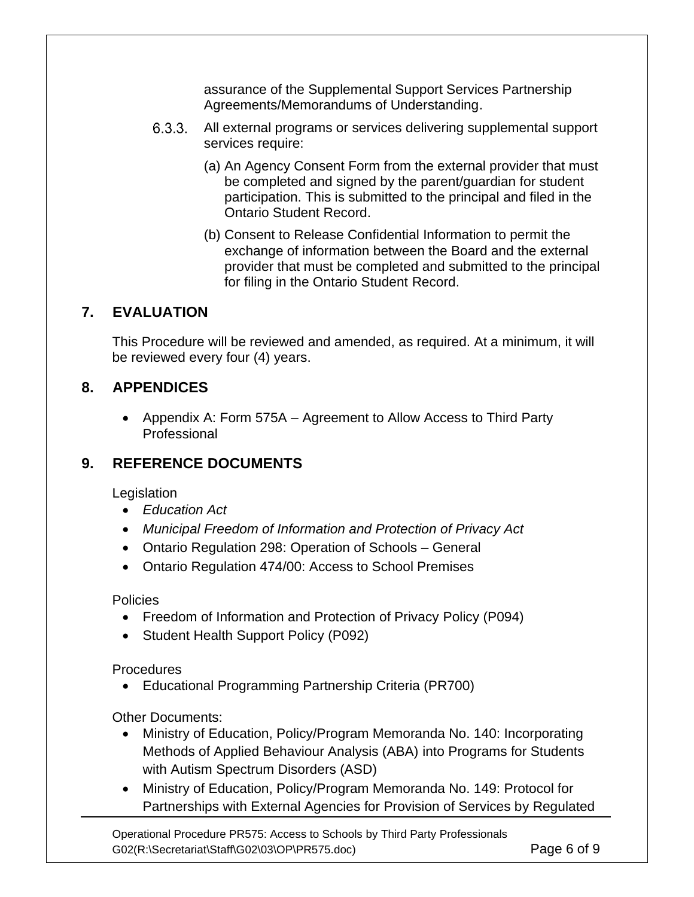assurance of the Supplemental Support Services Partnership Agreements/Memorandums of Understanding.

6.3.3. All external programs or services delivering supplemental support services require:

(a) An Agency Consent Form from the external provider that must be completed and signed by the parent/guardian for student participation. This is submitted to the principal and filed in the Ontario Student Record.

(b) Consent to Release Confidential Information to permit the exchange of information between the Board and the external provider that must be completed and submitted to the principal for filing in the Ontario Student Record.

## 7. EVALUATION

This Procedure will be reviewed and amended, as required. At a minimum, it will be reviewed every four (4) years.

## 8. APPENDICES

- Appendix A: Form 575A – Agreement to Allow Access to Third Party Professional

## 9. REFERENCE DOCUMENTS

Legislation

- *Education Act*
- *Municipal Freedom of Information and Protection of Privacy Act*
- Ontario Regulation 298: Operation of Schools – General
- Ontario Regulation 474/00: Access to School Premises

Policies

- Freedom of Information and Protection of Privacy Policy (P094)
- Student Health Support Policy (P092)

Procedures

- Educational Programming Partnership Criteria (PR700)

Other Documents:

- Ministry of Education, Policy/Program Memoranda No. 140: Incorporating Methods of Applied Behaviour Analysis (ABA) into Programs for Students with Autism Spectrum Disorders (ASD)
- Ministry of Education, Policy/Program Memoranda No. 149: Protocol for Partnerships with External Agencies for Provision of Services by Regulated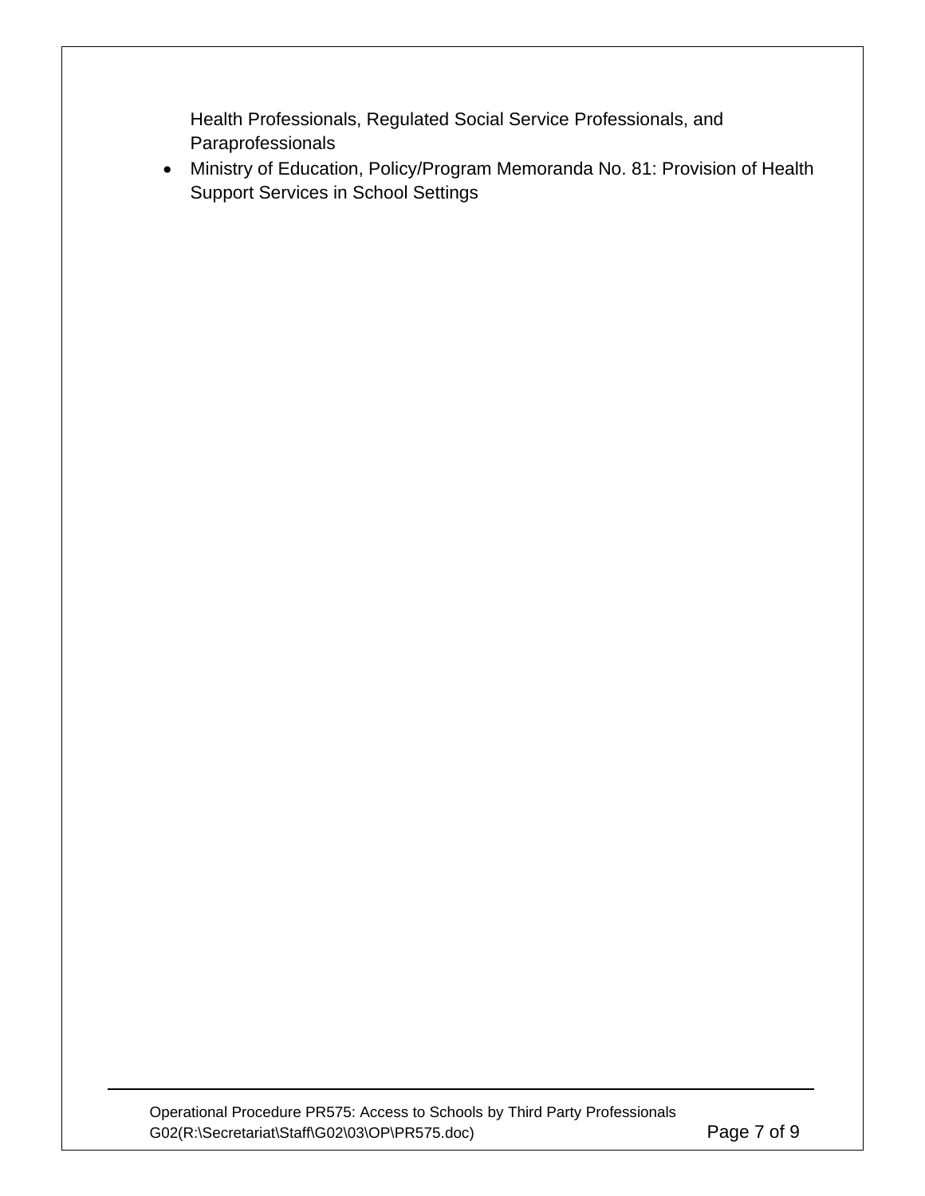Health Professionals, Regulated Social Service Professionals, and Paraprofessionals

- Ministry of Education, Policy/Program Memoranda No. 81: Provision of Health Support Services in School Settings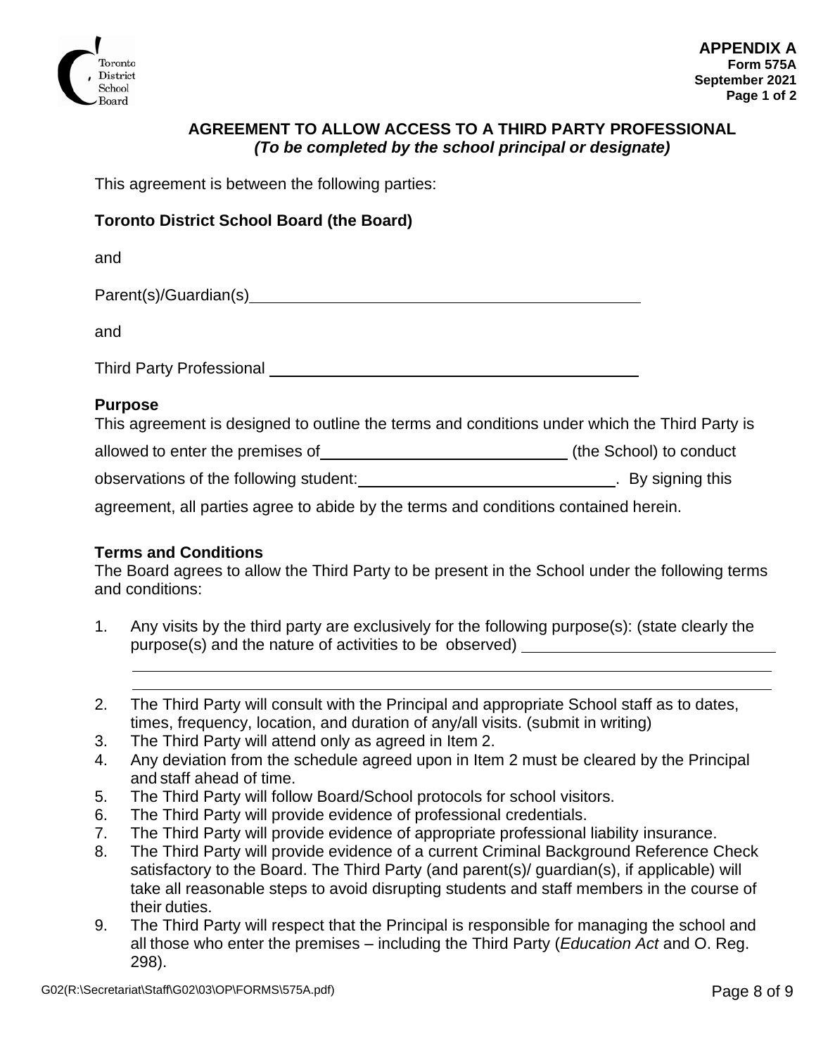**APPENDIX A**
**Form 575A**
**September 2021**
**Page 1 of 2**

## AGREEMENT TO ALLOW ACCESS TO A THIRD PARTY PROFESSIONAL
***(To be completed by the school principal or designate)***

This agreement is between the following parties:

**Toronto District School Board (the Board)**

and

Parent(s)/Guardian(s) ______________________________________________

and

Third Party Professional ______________________________________________

### Purpose

This agreement is designed to outline the terms and conditions under which the Third Party is allowed to enter the premises of ____________________________ (the School) to conduct observations of the following student: ______________________________. By signing this agreement, all parties agree to abide by the terms and conditions contained herein.

### Terms and Conditions

The Board agrees to allow the Third Party to be present in the School under the following terms and conditions:

1. Any visits by the third party are exclusively for the following purpose(s): (state clearly the purpose(s) and the nature of activities to be observed) ______________________________
   ______________________________________________________________________
   ______________________________________________________________________
2. The Third Party will consult with the Principal and appropriate School staff as to dates, times, frequency, location, and duration of any/all visits. (submit in writing)
3. The Third Party will attend only as agreed in Item 2.
4. Any deviation from the schedule agreed upon in Item 2 must be cleared by the Principal and staff ahead of time.
5. The Third Party will follow Board/School protocols for school visitors.
6. The Third Party will provide evidence of professional credentials.
7. The Third Party will provide evidence of appropriate professional liability insurance.
8. The Third Party will provide evidence of a current Criminal Background Reference Check satisfactory to the Board. The Third Party (and parent(s)/ guardian(s), if applicable) will take all reasonable steps to avoid disrupting students and staff members in the course of their duties.
9. The Third Party will respect that the Principal is responsible for managing the school and all those who enter the premises – including the Third Party (*Education Act* and O. Reg. 298).

G02(R:\Secretariat\Staff\G02\03\OP\FORMS\575A.pdf)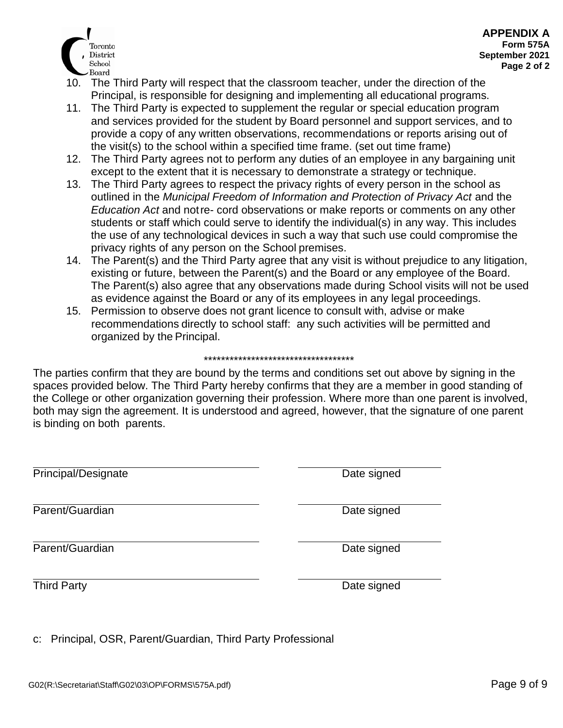**APPENDIX A**
**Form 575A**
**September 2021**
**Page 2 of 2**

10. The Third Party will respect that the classroom teacher, under the direction of the Principal, is responsible for designing and implementing all educational programs.
11. The Third Party is expected to supplement the regular or special education program and services provided for the student by Board personnel and support services, and to provide a copy of any written observations, recommendations or reports arising out of the visit(s) to the school within a specified time frame. (set out time frame)
12. The Third Party agrees not to perform any duties of an employee in any bargaining unit except to the extent that it is necessary to demonstrate a strategy or technique.
13. The Third Party agrees to respect the privacy rights of every person in the school as outlined in the *Municipal Freedom of Information and Protection of Privacy Act* and the *Education Act* and not re- cord observations or make reports or comments on any other students or staff which could serve to identify the individual(s) in any way. This includes the use of any technological devices in such a way that such use could compromise the privacy rights of any person on the School premises.
14. The Parent(s) and the Third Party agree that any visit is without prejudice to any litigation, existing or future, between the Parent(s) and the Board or any employee of the Board. The Parent(s) also agree that any observations made during School visits will not be used as evidence against the Board or any of its employees in any legal proceedings.
15. Permission to observe does not grant licence to consult with, advise or make recommendations directly to school staff: any such activities will be permitted and organized by the Principal.

************************************

The parties confirm that they are bound by the terms and conditions set out above by signing in the spaces provided below. The Third Party hereby confirms that they are a member in good standing of the College or other organization governing their profession. Where more than one parent is involved, both may sign the agreement. It is understood and agreed, however, that the signature of one parent is binding on both parents.

| | |
|---|---|
| Principal/Designate | Date signed |
| Parent/Guardian | Date signed |
| Parent/Guardian | Date signed |
| Third Party | Date signed |

c: Principal, OSR, Parent/Guardian, Third Party Professional

G02(R:\Secretariat\Staff\G02\03\OP\FORMS\575A.pdf)